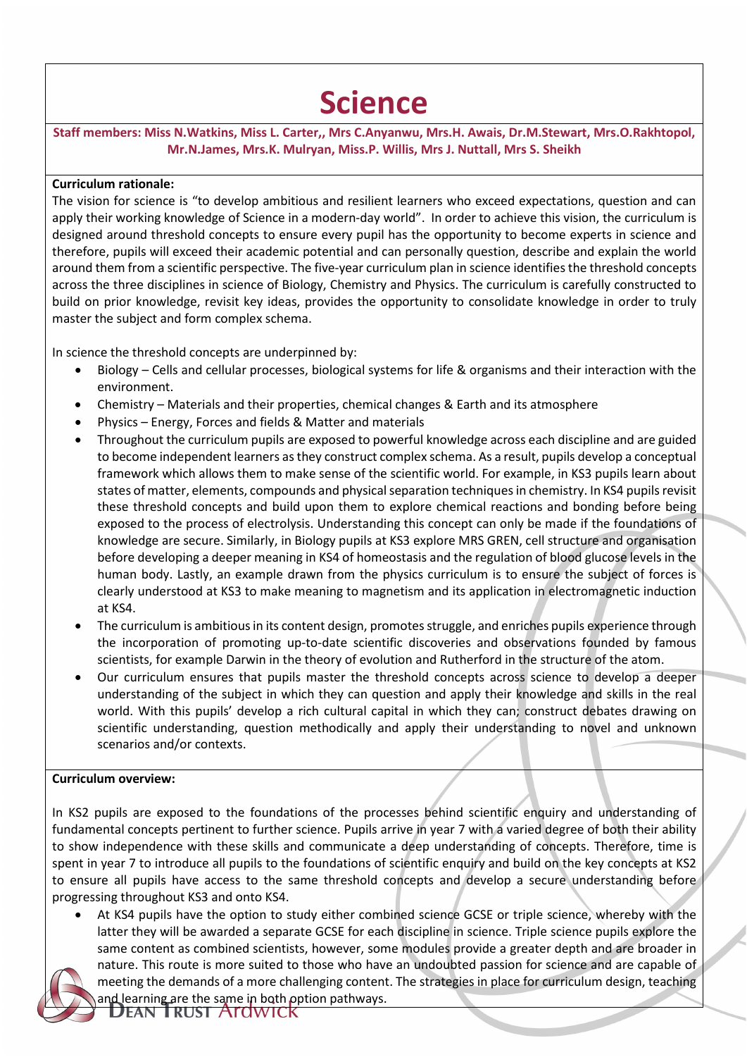# Science

**Staff members: Miss N.Watkins, Miss L. Carter,, Mrs C.Anyanwu, Mrs.H. Awais, Dr.M.Stewart, Mrs.O.Rakhtopol, Mr.N.James, Mrs.K. Mulryan, Miss.P. Willis, Mrs J. Nuttall, Mrs S. Sheikh**

**Curriculum rationale:**

The vision for science is "to develop ambitious and resilient learners who exceed expectations, question and can apply their working knowledge of Science in a modern-day world". In order to achieve this vision, the curriculum is designed around threshold concepts to ensure every pupil has the opportunity to become experts in science and therefore, pupils will exceed their academic potential and can personally question, describe and explain the world around them from a scientific perspective. The five-year curriculum plan in science identifies the threshold concepts across the three disciplines in science of Biology, Chemistry and Physics. The curriculum is carefully constructed to build on prior knowledge, revisit key ideas, provides the opportunity to consolidate knowledge in order to truly master the subject and form complex schema.

In science the threshold concepts are underpinned by:

- Biology – Cells and cellular processes, biological systems for life & organisms and their interaction with the environment.
- Chemistry – Materials and their properties, chemical changes & Earth and its atmosphere
- Physics – Energy, Forces and fields & Matter and materials
- Throughout the curriculum pupils are exposed to powerful knowledge across each discipline and are guided to become independent learners as they construct complex schema. As a result, pupils develop a conceptual framework which allows them to make sense of the scientific world. For example, in KS3 pupils learn about states of matter, elements, compounds and physical separation techniques in chemistry. In KS4 pupils revisit these threshold concepts and build upon them to explore chemical reactions and bonding before being exposed to the process of electrolysis. Understanding this concept can only be made if the foundations of knowledge are secure. Similarly, in Biology pupils at KS3 explore MRS GREN, cell structure and organisation before developing a deeper meaning in KS4 of homeostasis and the regulation of blood glucose levels in the human body. Lastly, an example drawn from the physics curriculum is to ensure the subject of forces is clearly understood at KS3 to make meaning to magnetism and its application in electromagnetic induction at KS4.
- The curriculum is ambitious in its content design, promotes struggle, and enriches pupils experience through the incorporation of promoting up-to-date scientific discoveries and observations founded by famous scientists, for example Darwin in the theory of evolution and Rutherford in the structure of the atom.
- Our curriculum ensures that pupils master the threshold concepts across science to develop a deeper understanding of the subject in which they can question and apply their knowledge and skills in the real world. With this pupils' develop a rich cultural capital in which they can; construct debates drawing on scientific understanding, question methodically and apply their understanding to novel and unknown scenarios and/or contexts.

**Curriculum overview:**

In KS2 pupils are exposed to the foundations of the processes behind scientific enquiry and understanding of fundamental concepts pertinent to further science. Pupils arrive in year 7 with a varied degree of both their ability to show independence with these skills and communicate a deep understanding of concepts. Therefore, time is spent in year 7 to introduce all pupils to the foundations of scientific enquiry and build on the key concepts at KS2 to ensure all pupils have access to the same threshold concepts and develop a secure understanding before progressing throughout KS3 and onto KS4.

- At KS4 pupils have the option to study either combined science GCSE or triple science, whereby with the latter they will be awarded a separate GCSE for each discipline in science. Triple science pupils explore the same content as combined scientists, however, some modules provide a greater depth and are broader in nature. This route is more suited to those who have an undoubted passion for science and are capable of meeting the demands of a more challenging content. The strategies in place for curriculum design, teaching and learning are the same in both option pathways.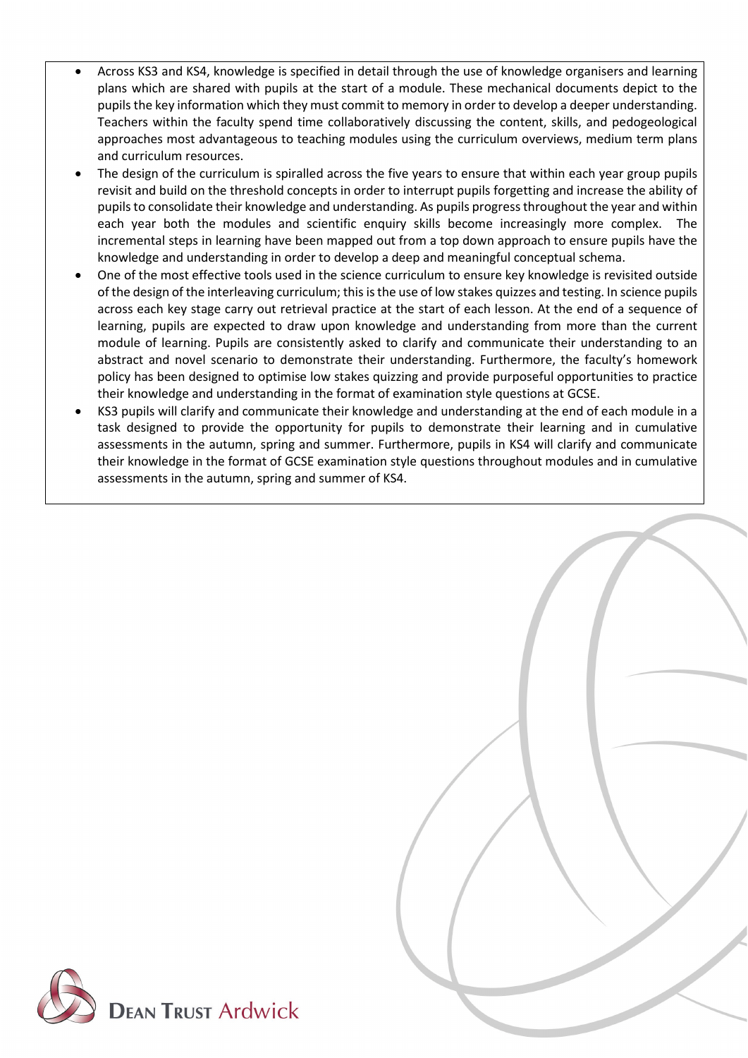- Across KS3 and KS4, knowledge is specified in detail through the use of knowledge organisers and learning plans which are shared with pupils at the start of a module. These mechanical documents depict to the pupils the key information which they must commit to memory in order to develop a deeper understanding. Teachers within the faculty spend time collaboratively discussing the content, skills, and pedogeological approaches most advantageous to teaching modules using the curriculum overviews, medium term plans and curriculum resources.
- The design of the curriculum is spiralled across the five years to ensure that within each year group pupils revisit and build on the threshold concepts in order to interrupt pupils forgetting and increase the ability of pupils to consolidate their knowledge and understanding. As pupils progress throughout the year and within each year both the modules and scientific enquiry skills become increasingly more complex. The incremental steps in learning have been mapped out from a top down approach to ensure pupils have the knowledge and understanding in order to develop a deep and meaningful conceptual schema.
- One of the most effective tools used in the science curriculum to ensure key knowledge is revisited outside of the design of the interleaving curriculum; this is the use of low stakes quizzes and testing. In science pupils across each key stage carry out retrieval practice at the start of each lesson. At the end of a sequence of learning, pupils are expected to draw upon knowledge and understanding from more than the current module of learning. Pupils are consistently asked to clarify and communicate their understanding to an abstract and novel scenario to demonstrate their understanding. Furthermore, the faculty's homework policy has been designed to optimise low stakes quizzing and provide purposeful opportunities to practice their knowledge and understanding in the format of examination style questions at GCSE.
- KS3 pupils will clarify and communicate their knowledge and understanding at the end of each module in a task designed to provide the opportunity for pupils to demonstrate their learning and in cumulative assessments in the autumn, spring and summer. Furthermore, pupils in KS4 will clarify and communicate their knowledge in the format of GCSE examination style questions throughout modules and in cumulative assessments in the autumn, spring and summer of KS4.